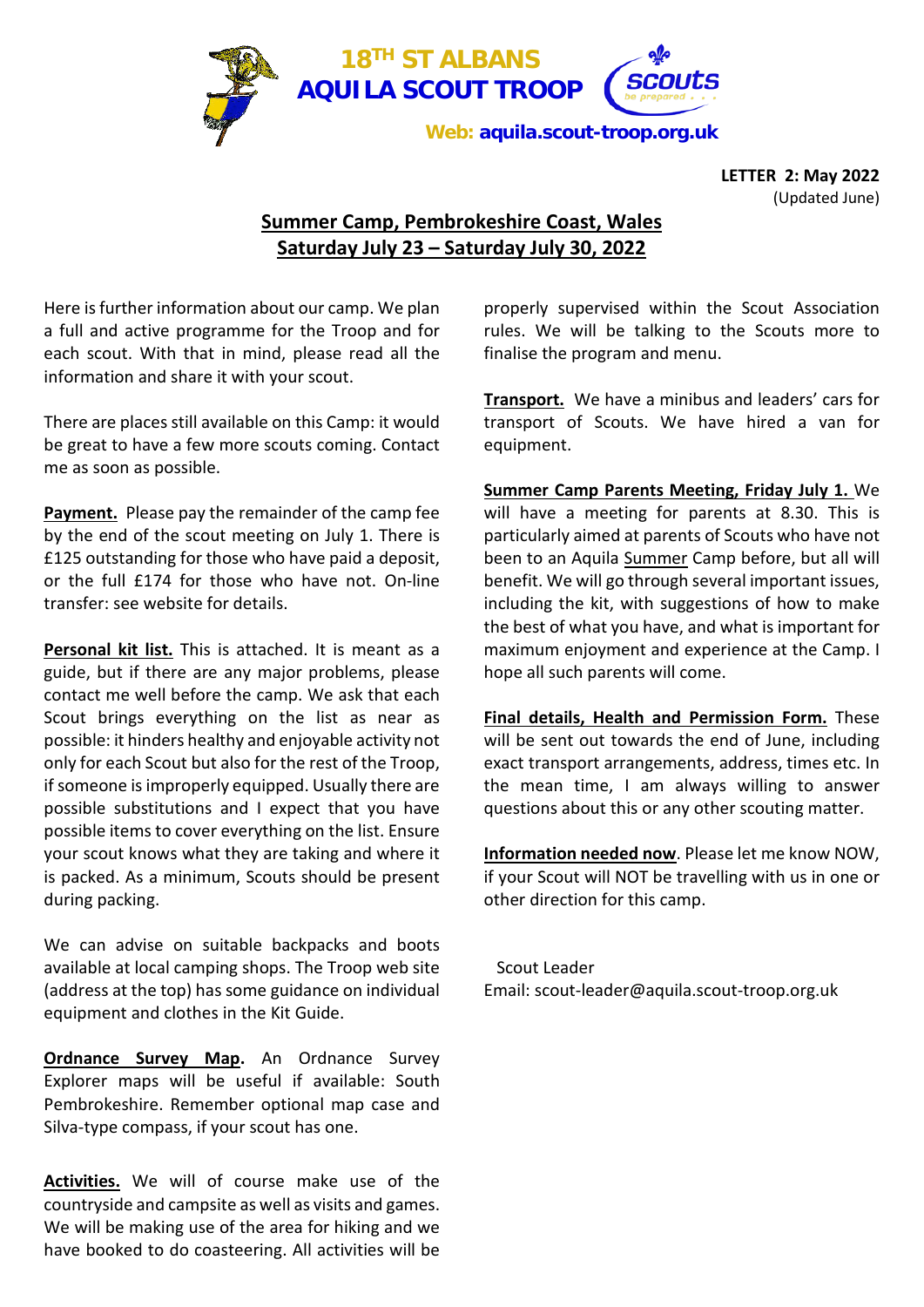# 18TH ST ALBANS AQUILA SCOUT TROOP

Web: aquila.scout-troop.org.uk

**LETTER 2: May 2022**
(Updated June)

## Summer Camp, Pembrokeshire Coast, Wales
## Saturday July 23 – Saturday July 30, 2022

Here is further information about our camp. We plan a full and active programme for the Troop and for each scout. With that in mind, please read all the information and share it with your scout.

There are places still available on this Camp: it would be great to have a few more scouts coming. Contact me as soon as possible.

**Payment.** Please pay the remainder of the camp fee by the end of the scout meeting on July 1. There is £125 outstanding for those who have paid a deposit, or the full £174 for those who have not. On-line transfer: see website for details.

**Personal kit list.** This is attached. It is meant as a guide, but if there are any major problems, please contact me well before the camp. We ask that each Scout brings everything on the list as near as possible: it hinders healthy and enjoyable activity not only for each Scout but also for the rest of the Troop, if someone is improperly equipped. Usually there are possible substitutions and I expect that you have possible items to cover everything on the list. Ensure your scout knows what they are taking and where it is packed. As a minimum, Scouts should be present during packing.

We can advise on suitable backpacks and boots available at local camping shops. The Troop web site (address at the top) has some guidance on individual equipment and clothes in the Kit Guide.

**Ordnance Survey Map.** An Ordnance Survey Explorer maps will be useful if available: South Pembrokeshire. Remember optional map case and Silva-type compass, if your scout has one.

**Activities.** We will of course make use of the countryside and campsite as well as visits and games. We will be making use of the area for hiking and we have booked to do coasteering. All activities will be properly supervised within the Scout Association rules. We will be talking to the Scouts more to finalise the program and menu.

**Transport.** We have a minibus and leaders' cars for transport of Scouts. We have hired a van for equipment.

**Summer Camp Parents Meeting, Friday July 1.** We will have a meeting for parents at 8.30. This is particularly aimed at parents of Scouts who have not been to an Aquila Summer Camp before, but all will benefit. We will go through several important issues, including the kit, with suggestions of how to make the best of what you have, and what is important for maximum enjoyment and experience at the Camp. I hope all such parents will come.

**Final details, Health and Permission Form.** These will be sent out towards the end of June, including exact transport arrangements, address, times etc. In the mean time, I am always willing to answer questions about this or any other scouting matter.

**Information needed now**. Please let me know NOW, if your Scout will NOT be travelling with us in one or other direction for this camp.

Scout Leader
Email: scout-leader@aquila.scout-troop.org.uk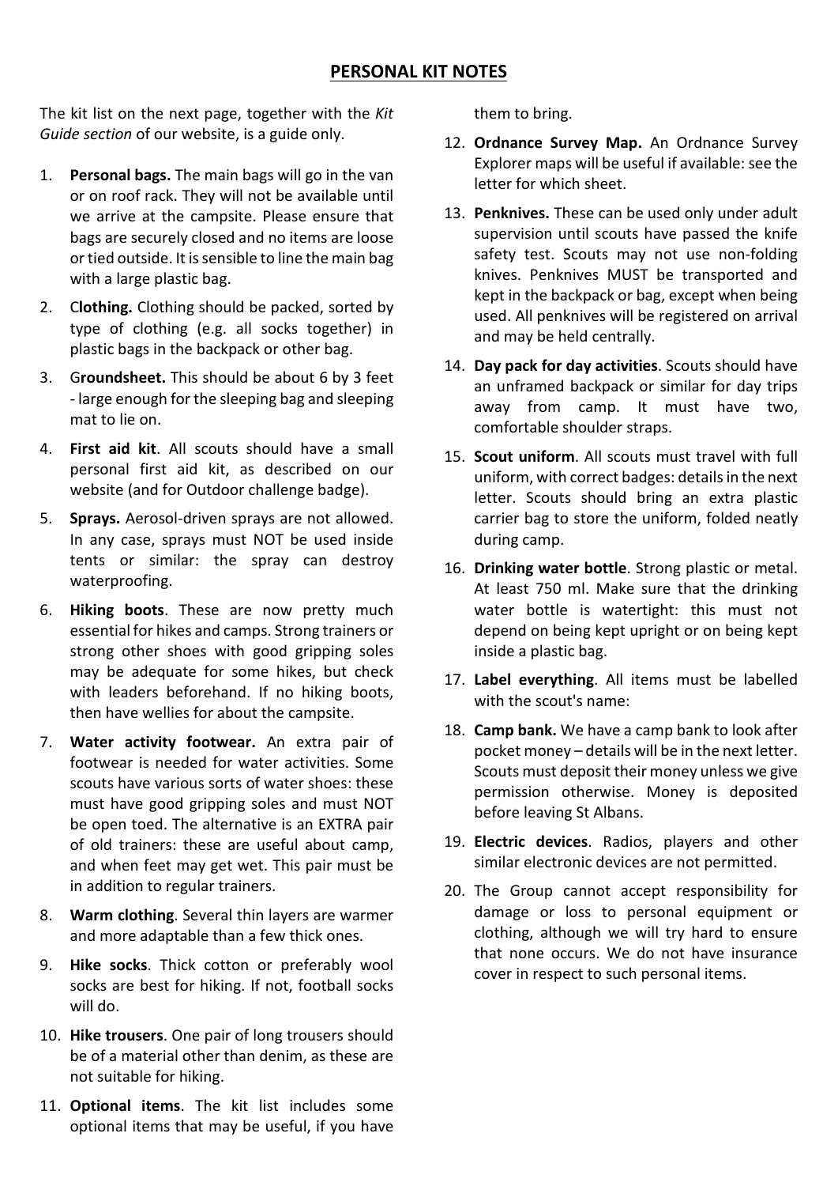## PERSONAL KIT NOTES

The kit list on the next page, together with the *Kit Guide section* of our website, is a guide only.

1. **Personal bags.** The main bags will go in the van or on roof rack. They will not be available until we arrive at the campsite. Please ensure that bags are securely closed and no items are loose or tied outside. It is sensible to line the main bag with a large plastic bag.
2. C**lothing.** Clothing should be packed, sorted by type of clothing (e.g. all socks together) in plastic bags in the backpack or other bag.
3. G**roundsheet.** This should be about 6 by 3 feet - large enough for the sleeping bag and sleeping mat to lie on.
4. **First aid kit**. All scouts should have a small personal first aid kit, as described on our website (and for Outdoor challenge badge).
5. **Sprays.** Aerosol-driven sprays are not allowed. In any case, sprays must NOT be used inside tents or similar: the spray can destroy waterproofing.
6. **Hiking boots**. These are now pretty much essential for hikes and camps. Strong trainers or strong other shoes with good gripping soles may be adequate for some hikes, but check with leaders beforehand. If no hiking boots, then have wellies for about the campsite.
7. **Water activity footwear.** An extra pair of footwear is needed for water activities. Some scouts have various sorts of water shoes: these must have good gripping soles and must NOT be open toed. The alternative is an EXTRA pair of old trainers: these are useful about camp, and when feet may get wet. This pair must be in addition to regular trainers.
8. **Warm clothing**. Several thin layers are warmer and more adaptable than a few thick ones.
9. **Hike socks**. Thick cotton or preferably wool socks are best for hiking. If not, football socks will do.
10. **Hike trousers**. One pair of long trousers should be of a material other than denim, as these are not suitable for hiking.
11. **Optional items**. The kit list includes some optional items that may be useful, if you have them to bring.
12. **Ordnance Survey Map.** An Ordnance Survey Explorer maps will be useful if available: see the letter for which sheet.
13. **Penknives.** These can be used only under adult supervision until scouts have passed the knife safety test. Scouts may not use non-folding knives. Penknives MUST be transported and kept in the backpack or bag, except when being used. All penknives will be registered on arrival and may be held centrally.
14. **Day pack for day activities**. Scouts should have an unframed backpack or similar for day trips away from camp. It must have two, comfortable shoulder straps.
15. **Scout uniform**. All scouts must travel with full uniform, with correct badges: details in the next letter. Scouts should bring an extra plastic carrier bag to store the uniform, folded neatly during camp.
16. **Drinking water bottle**. Strong plastic or metal. At least 750 ml. Make sure that the drinking water bottle is watertight: this must not depend on being kept upright or on being kept inside a plastic bag.
17. **Label everything**. All items must be labelled with the scout's name:
18. **Camp bank.** We have a camp bank to look after pocket money – details will be in the next letter. Scouts must deposit their money unless we give permission otherwise. Money is deposited before leaving St Albans.
19. **Electric devices**. Radios, players and other similar electronic devices are not permitted.
20. The Group cannot accept responsibility for damage or loss to personal equipment or clothing, although we will try hard to ensure that none occurs. We do not have insurance cover in respect to such personal items.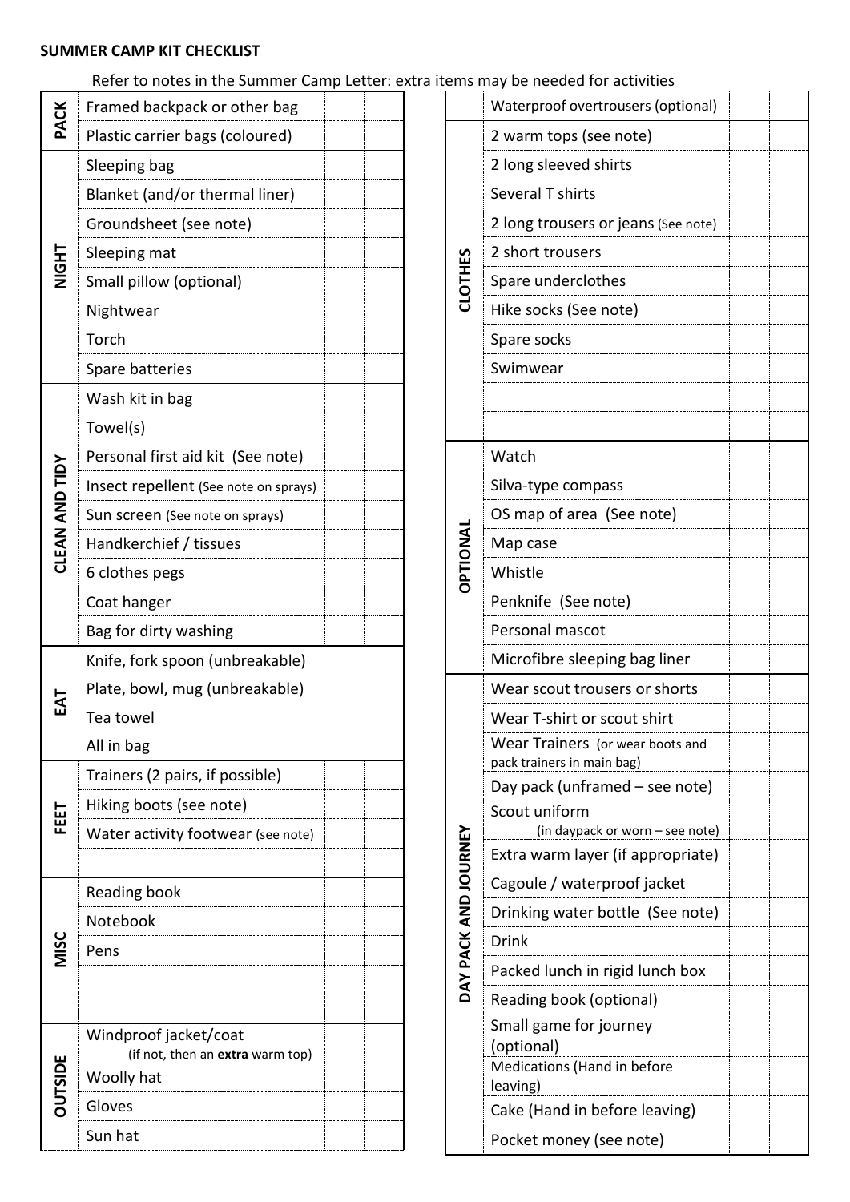**SUMMER CAMP KIT CHECKLIST**

Refer to notes in the Summer Camp Letter: extra items may be needed for activities

| | | | |
|---|---|---|---|
| **PACK** | Framed backpack or other bag | | |
| | Plastic carrier bags (coloured) | | |
| **NIGHT** | Sleeping bag | | |
| | Blanket (and/or thermal liner) | | |
| | Groundsheet (see note) | | |
| | Sleeping mat | | |
| | Small pillow (optional) | | |
| | Nightwear | | |
| | Torch | | |
| | Spare batteries | | |
| **CLEAN AND TIDY** | Wash kit in bag | | |
| | Towel(s) | | |
| | Personal first aid kit (See note) | | |
| | Insect repellent (See note on sprays) | | |
| | Sun screen (See note on sprays) | | |
| | Handkerchief / tissues | | |
| | 6 clothes pegs | | |
| | Coat hanger | | |
| | Bag for dirty washing | | |
| **EAT** | Knife, fork spoon (unbreakable) | | |
| | Plate, bowl, mug (unbreakable) | | |
| | Tea towel | | |
| | All in bag | | |
| **FEET** | Trainers (2 pairs, if possible) | | |
| | Hiking boots (see note) | | |
| | Water activity footwear (see note) | | |
| | | | |
| **MISC** | Reading book | | |
| | Notebook | | |
| | Pens | | |
| | | | |
| | | | |
| **OUTSIDE** | Windproof jacket/coat (if not, then an **extra** warm top) | | |
| | Woolly hat | | |
| | Gloves | | |
| | Sun hat | | |

| | | | |
|---|---|---|---|
| | Waterproof overtrousers (optional) | | |
| **CLOTHES** | 2 warm tops (see note) | | |
| | 2 long sleeved shirts | | |
| | Several T shirts | | |
| | 2 long trousers or jeans (See note) | | |
| | 2 short trousers | | |
| | Spare underclothes | | |
| | Hike socks (See note) | | |
| | Spare socks | | |
| | Swimwear | | |
| | | | |
| | | | |
| **OPTIONAL** | Watch | | |
| | Silva-type compass | | |
| | OS map of area (See note) | | |
| | Map case | | |
| | Whistle | | |
| | Penknife (See note) | | |
| | Personal mascot | | |
| | Microfibre sleeping bag liner | | |
| **DAY PACK AND JOURNEY** | Wear scout trousers or shorts | | |
| | Wear T-shirt or scout shirt | | |
| | Wear Trainers (or wear boots and pack trainers in main bag) | | |
| | Day pack (unframed – see note) | | |
| | Scout uniform (in daypack or worn – see note) | | |
| | Extra warm layer (if appropriate) | | |
| | Cagoule / waterproof jacket | | |
| | Drinking water bottle (See note) | | |
| | Drink | | |
| | Packed lunch in rigid lunch box | | |
| | Reading book (optional) | | |
| | Small game for journey (optional) | | |
| | Medications (Hand in before leaving) | | |
| | Cake (Hand in before leaving) | | |
| | Pocket money (see note) | | |